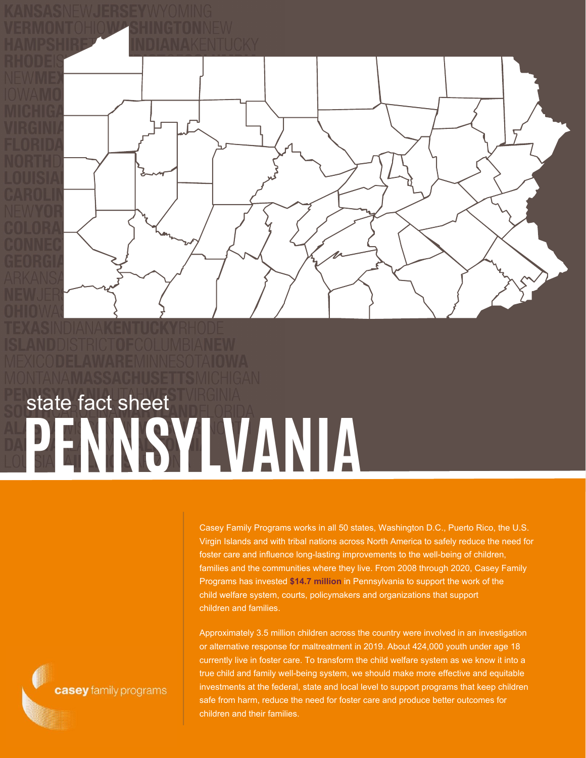state fact sheet

# PENNSYLVANIA

Casey Family Programs works in all 50 states, Washington D.C., Puerto Rico, the U.S. Virgin Islands and with tribal nations across North America to safely reduce the need for foster care and influence long-lasting improvements to the well-being of children, families and the communities where they live. From 2008 through 2020, Casey Family Programs has invested **$14.7 million** in Pennsylvania to support the work of the child welfare system, courts, policymakers and organizations that support children and families.

Approximately 3.5 million children across the country were involved in an investigation or alternative response for maltreatment in 2019. About 424,000 youth under age 18 currently live in foster care. To transform the child welfare system as we know it into a true child and family well-being system, we should make more effective and equitable investments at the federal, state and local level to support programs that keep children safe from harm, reduce the need for foster care and produce better outcomes for children and their families.

casey family programs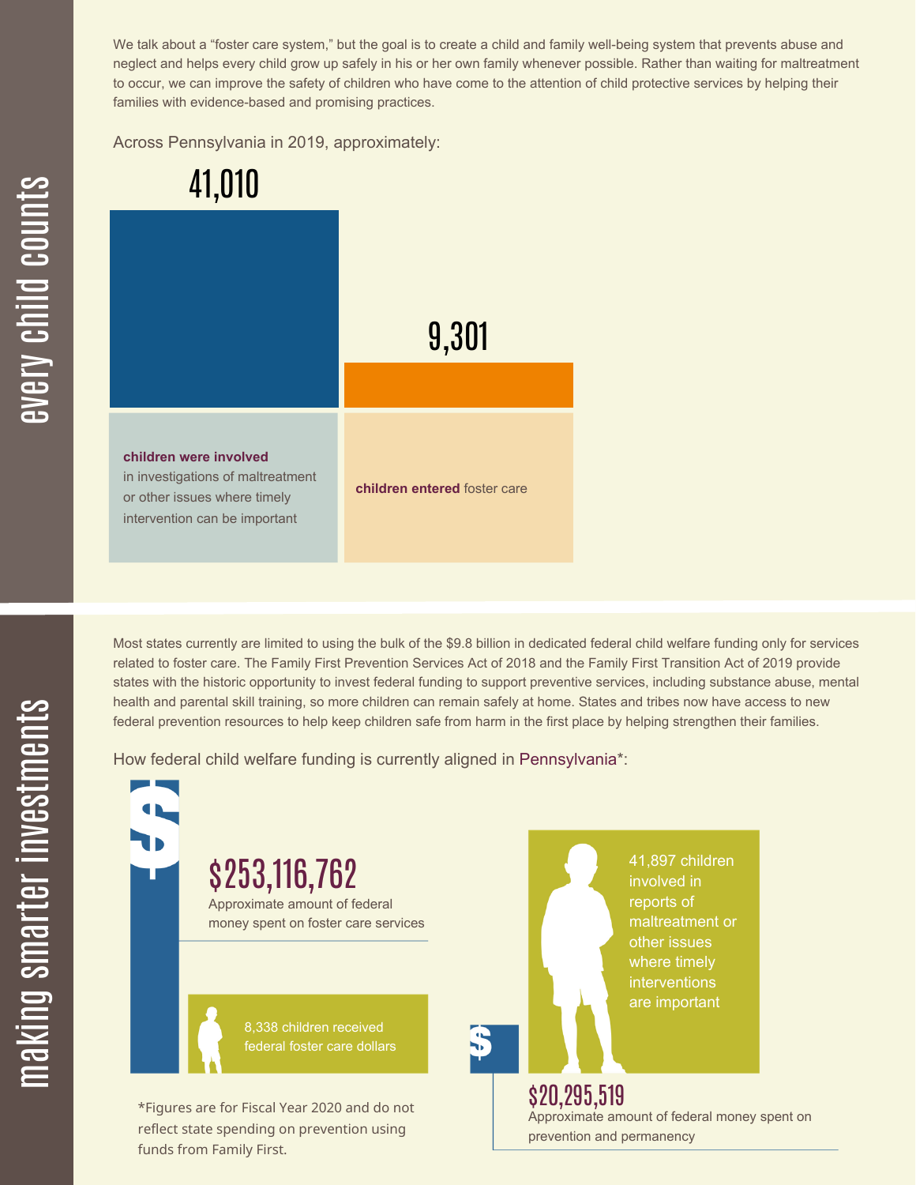## every child counts

We talk about a "foster care system," but the goal is to create a child and family well-being system that prevents abuse and neglect and helps every child grow up safely in his or her own family whenever possible. Rather than waiting for maltreatment to occur, we can improve the safety of children who have come to the attention of child protective services by helping their families with evidence-based and promising practices.

Across Pennsylvania in 2019, approximately:

**41,010**

**children were involved** in investigations of maltreatment or other issues where timely intervention can be important

**9,301**

**children entered** foster care

## making smarter investments

Most states currently are limited to using the bulk of the $9.8 billion in dedicated federal child welfare funding only for services related to foster care. The Family First Prevention Services Act of 2018 and the Family First Transition Act of 2019 provide states with the historic opportunity to invest federal funding to support preventive services, including substance abuse, mental health and parental skill training, so more children can remain safely at home. States and tribes now have access to new federal prevention resources to help keep children safe from harm in the first place by helping strengthen their families.

How federal child welfare funding is currently aligned in Pennsylvania*:

**$253,116,762**

Approximate amount of federal money spent on foster care services

8,338 children received federal foster care dollars

41,897 children involved in reports of maltreatment or other issues where timely interventions are important

**$20,295,519**

Approximate amount of federal money spent on prevention and permanency

*Figures are for Fiscal Year 2020 and do not reflect state spending on prevention using funds from Family First.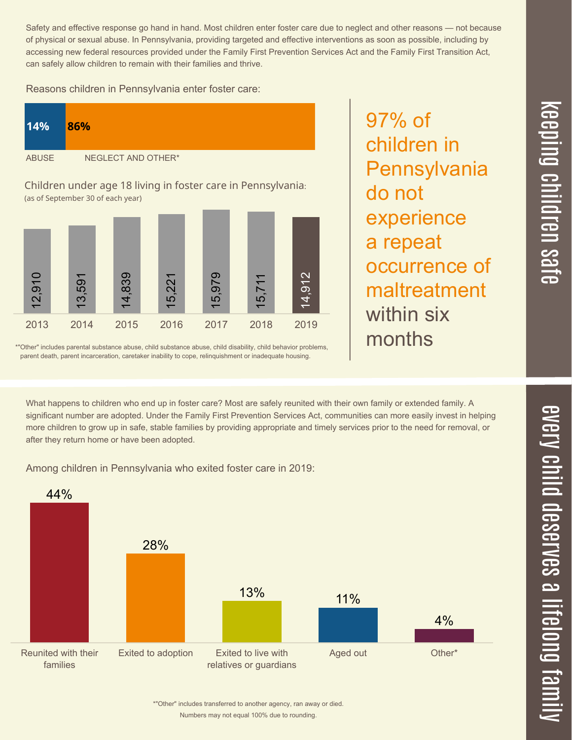## keeping children safe

Safety and effective response go hand in hand. Most children enter foster care due to neglect and other reasons — not because of physical or sexual abuse. In Pennsylvania, providing targeted and effective interventions as soon as possible, including by accessing new federal resources provided under the Family First Prevention Services Act and the Family First Transition Act, can safely allow children to remain with their families and thrive.

Reasons children in Pennsylvania enter foster care:

| ABUSE | NEGLECT AND OTHER* |
| --- | --- |
| 14% | 86% |

Children under age 18 living in foster care in Pennsylvania:
(as of September 30 of each year)

| 2013 | 2014 | 2015 | 2016 | 2017 | 2018 | 2019 |
| --- | --- | --- | --- | --- | --- | --- |
| 12,910 | 13,591 | 14,839 | 15,221 | 15,979 | 15,711 | 14,912 |

*"Other" includes parental substance abuse, child substance abuse, child disability, child behavior problems, parent death, parent incarceration, caretaker inability to cope, relinquishment or inadequate housing.

97% of children in Pennsylvania do not experience a repeat occurrence of maltreatment within six months

## every child deserves a lifelong family

What happens to children who end up in foster care? Most are safely reunited with their own family or extended family. A significant number are adopted. Under the Family First Prevention Services Act, communities can more easily invest in helping more children to grow up in safe, stable families by providing appropriate and timely services prior to the need for removal, or after they return home or have been adopted.

Among children in Pennsylvania who exited foster care in 2019:

| Reunited with their families | Exited to adoption | Exited to live with relatives or guardians | Aged out | Other* |
| --- | --- | --- | --- | --- |
| 44% | 28% | 13% | 11% | 4% |

*"Other" includes transferred to another agency, ran away or died.
Numbers may not equal 100% due to rounding.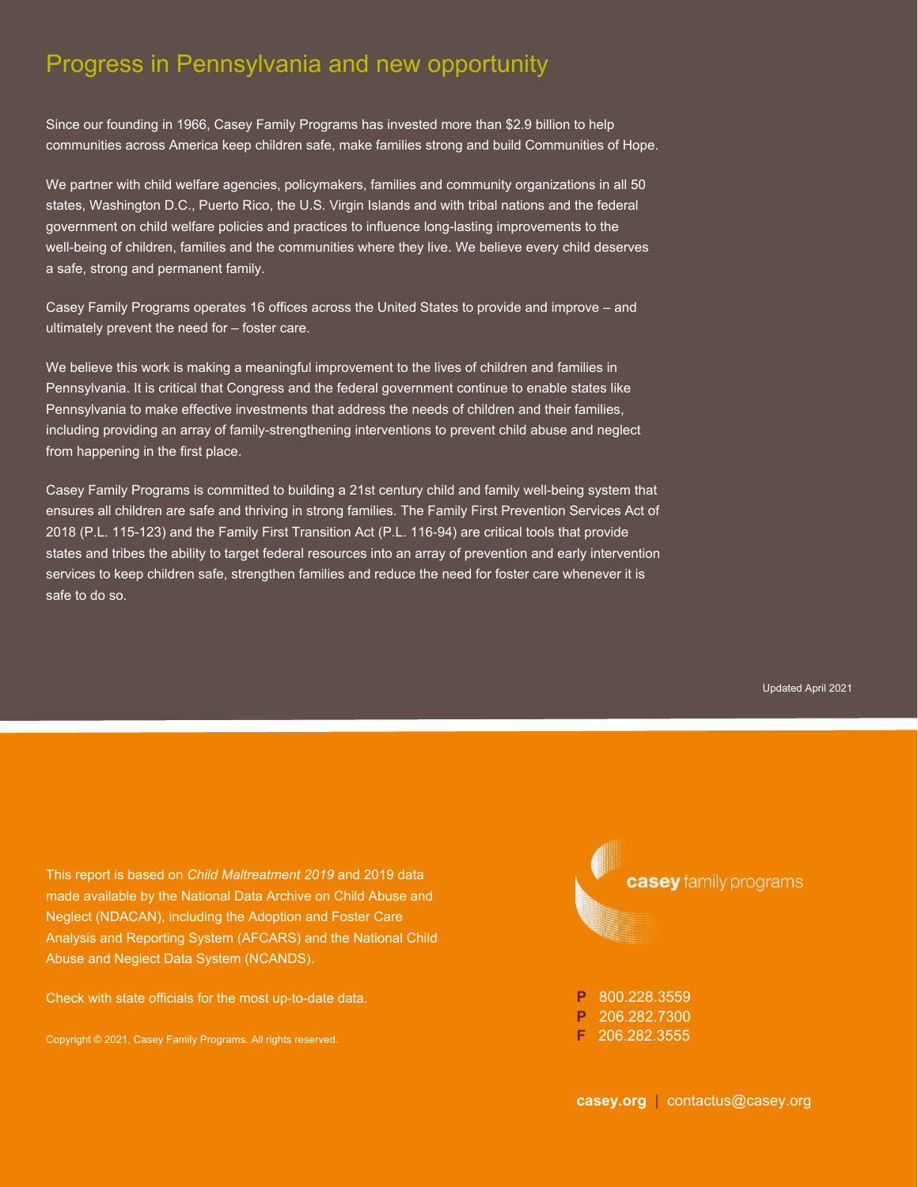## Progress in Pennsylvania and new opportunity

Since our founding in 1966, Casey Family Programs has invested more than $2.9 billion to help communities across America keep children safe, make families strong and build Communities of Hope.

We partner with child welfare agencies, policymakers, families and community organizations in all 50 states, Washington D.C., Puerto Rico, the U.S. Virgin Islands and with tribal nations and the federal government on child welfare policies and practices to influence long-lasting improvements to the well-being of children, families and the communities where they live. We believe every child deserves a safe, strong and permanent family.

Casey Family Programs operates 16 offices across the United States to provide and improve – and ultimately prevent the need for – foster care.

We believe this work is making a meaningful improvement to the lives of children and families in Pennsylvania. It is critical that Congress and the federal government continue to enable states like Pennsylvania to make effective investments that address the needs of children and their families, including providing an array of family-strengthening interventions to prevent child abuse and neglect from happening in the first place.

Casey Family Programs is committed to building a 21st century child and family well-being system that ensures all children are safe and thriving in strong families. The Family First Prevention Services Act of 2018 (P.L. 115-123) and the Family First Transition Act (P.L. 116-94) are critical tools that provide states and tribes the ability to target federal resources into an array of prevention and early intervention services to keep children safe, strengthen families and reduce the need for foster care whenever it is safe to do so.

Updated April 2021

This report is based on *Child Maltreatment 2019* and 2019 data made available by the National Data Archive on Child Abuse and Neglect (NDACAN), including the Adoption and Foster Care Analysis and Reporting System (AFCARS) and the National Child Abuse and Neglect Data System (NCANDS).

Check with state officials for the most up-to-date data.

Copyright © 2021, Casey Family Programs. All rights reserved.

**casey** family programs

**P** 800.228.3559
**P** 206.282.7300
**F** 206.282.3555

**casey.org** | contactus@casey.org